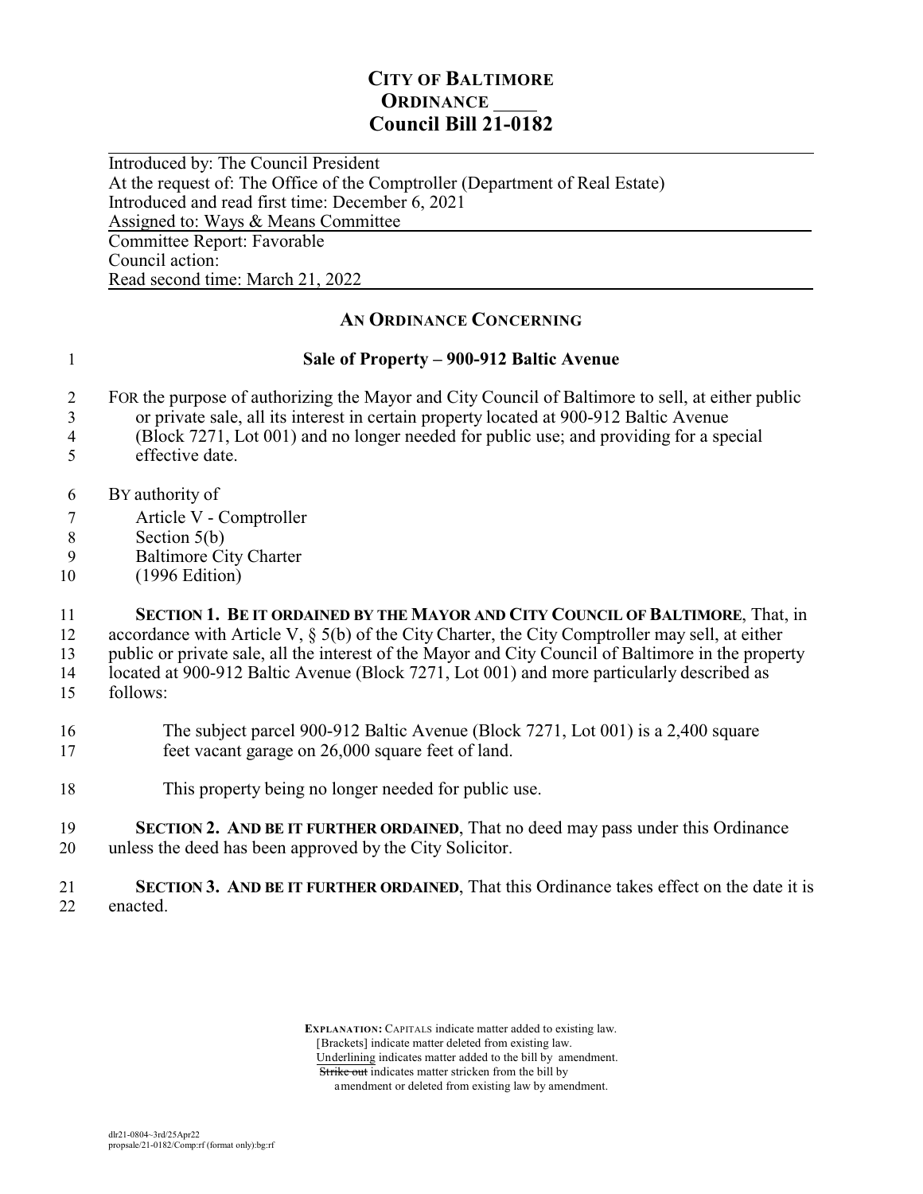# CITY OF BALTIMORE
## ORDINANCE ____
## Council Bill 21-0182

Introduced by: The Council President
At the request of: The Office of the Comptroller (Department of Real Estate)
Introduced and read first time: December 6, 2021
Assigned to: Ways & Means Committee
Committee Report: Favorable
Council action:
Read second time: March 21, 2022

### AN ORDINANCE CONCERNING

**Sale of Property – 900-912 Baltic Avenue**

FOR the purpose of authorizing the Mayor and City Council of Baltimore to sell, at either public or private sale, all its interest in certain property located at 900-912 Baltic Avenue (Block 7271, Lot 001) and no longer needed for public use; and providing for a special effective date.

BY authority of
Article V - Comptroller
Section 5(b)
Baltimore City Charter
(1996 Edition)

**SECTION 1. BE IT ORDAINED BY THE MAYOR AND CITY COUNCIL OF BALTIMORE**, That, in accordance with Article V, § 5(b) of the City Charter, the City Comptroller may sell, at either public or private sale, all the interest of the Mayor and City Council of Baltimore in the property located at 900-912 Baltic Avenue (Block 7271, Lot 001) and more particularly described as follows:

The subject parcel 900-912 Baltic Avenue (Block 7271, Lot 001) is a 2,400 square feet vacant garage on 26,000 square feet of land.

This property being no longer needed for public use.

**SECTION 2. AND BE IT FURTHER ORDAINED**, That no deed may pass under this Ordinance unless the deed has been approved by the City Solicitor.

**SECTION 3. AND BE IT FURTHER ORDAINED**, That this Ordinance takes effect on the date it is enacted.

**EXPLANATION:** CAPITALS indicate matter added to existing law.
[Brackets] indicate matter deleted from existing law.
Underlining indicates matter added to the bill by amendment.
~~Strike out~~ indicates matter stricken from the bill by amendment or deleted from existing law by amendment.

dlr21-0804~3rd/25Apr22
propsale/21-0182/Comp:rf (format only):bg:rf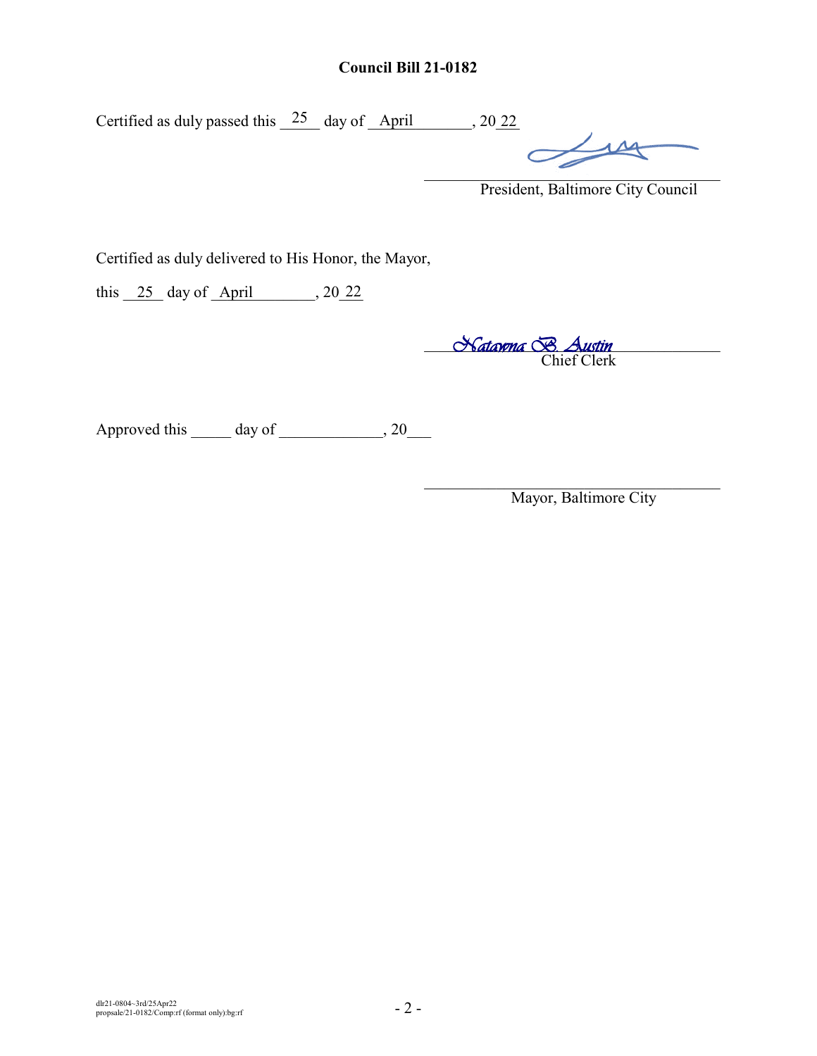**Council Bill 21-0182**

Certified as duly passed this 25 day of April, 20 22

President, Baltimore City Council

Certified as duly delivered to His Honor, the Mayor,

this 25 day of April, 20 22

Natawna B. Austin
Chief Clerk

Approved this _____ day of _____________, 20___

Mayor, Baltimore City

dlr21-0804~3rd/25Apr22
propsale/21-0182/Comp:rf (format only):bg:rf